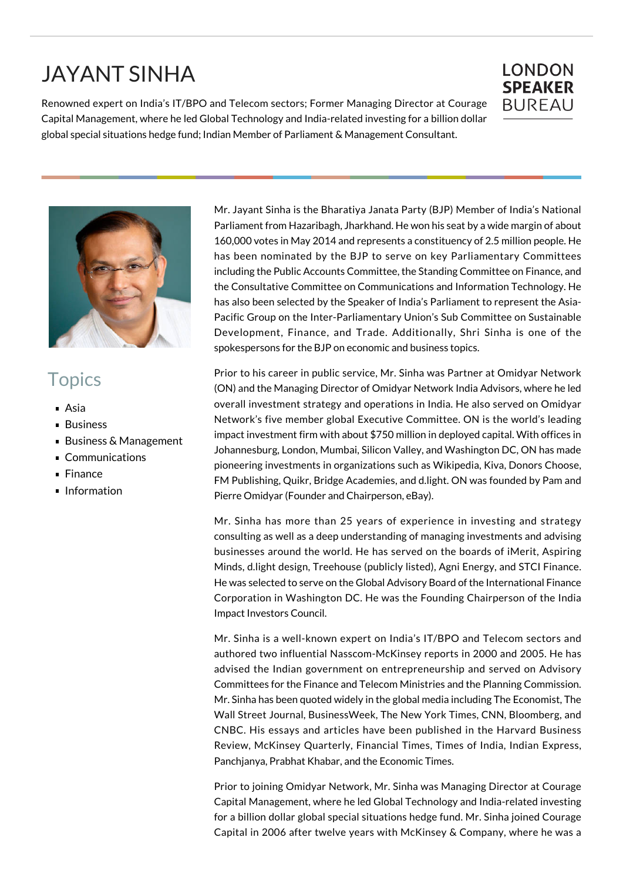# JAYANT SINHA

Renowned expert on India's IT/BPO and Telecom sectors; Former Managing Director at Courage Capital Management, where he led Global Technology and India-related investing for a billion dollar global special situations hedge fund; Indian Member of Parliament & Management Consultant.

LONDON
**SPEAKER**
BUREAU

## Topics

- Asia
- Business
- Business & Management
- Communications
- Finance
- Information

Mr. Jayant Sinha is the Bharatiya Janata Party (BJP) Member of India's National Parliament from Hazaribagh, Jharkhand. He won his seat by a wide margin of about 160,000 votes in May 2014 and represents a constituency of 2.5 million people. He has been nominated by the BJP to serve on key Parliamentary Committees including the Public Accounts Committee, the Standing Committee on Finance, and the Consultative Committee on Communications and Information Technology. He has also been selected by the Speaker of India's Parliament to represent the Asia-Pacific Group on the Inter-Parliamentary Union's Sub Committee on Sustainable Development, Finance, and Trade. Additionally, Shri Sinha is one of the spokespersons for the BJP on economic and business topics.

Prior to his career in public service, Mr. Sinha was Partner at Omidyar Network (ON) and the Managing Director of Omidyar Network India Advisors, where he led overall investment strategy and operations in India. He also served on Omidyar Network's five member global Executive Committee. ON is the world's leading impact investment firm with about $750 million in deployed capital. With offices in Johannesburg, London, Mumbai, Silicon Valley, and Washington DC, ON has made pioneering investments in organizations such as Wikipedia, Kiva, Donors Choose, FM Publishing, Quikr, Bridge Academies, and d.light. ON was founded by Pam and Pierre Omidyar (Founder and Chairperson, eBay).

Mr. Sinha has more than 25 years of experience in investing and strategy consulting as well as a deep understanding of managing investments and advising businesses around the world. He has served on the boards of iMerit, Aspiring Minds, d.light design, Treehouse (publicly listed), Agni Energy, and STCI Finance. He was selected to serve on the Global Advisory Board of the International Finance Corporation in Washington DC. He was the Founding Chairperson of the India Impact Investors Council.

Mr. Sinha is a well-known expert on India's IT/BPO and Telecom sectors and authored two influential Nasscom-McKinsey reports in 2000 and 2005. He has advised the Indian government on entrepreneurship and served on Advisory Committees for the Finance and Telecom Ministries and the Planning Commission. Mr. Sinha has been quoted widely in the global media including The Economist, The Wall Street Journal, BusinessWeek, The New York Times, CNN, Bloomberg, and CNBC. His essays and articles have been published in the Harvard Business Review, McKinsey Quarterly, Financial Times, Times of India, Indian Express, Panchjanya, Prabhat Khabar, and the Economic Times.

Prior to joining Omidyar Network, Mr. Sinha was Managing Director at Courage Capital Management, where he led Global Technology and India-related investing for a billion dollar global special situations hedge fund. Mr. Sinha joined Courage Capital in 2006 after twelve years with McKinsey & Company, where he was a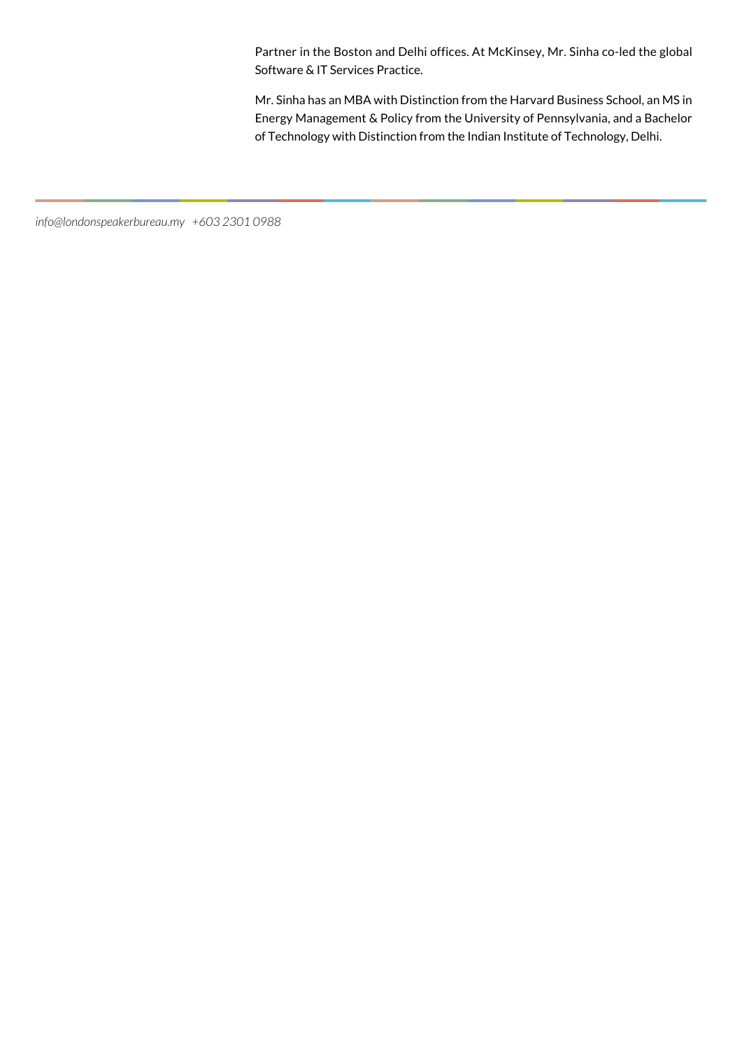Partner in the Boston and Delhi offices. At McKinsey, Mr. Sinha co-led the global Software & IT Services Practice.

Mr. Sinha has an MBA with Distinction from the Harvard Business School, an MS in Energy Management & Policy from the University of Pennsylvania, and a Bachelor of Technology with Distinction from the Indian Institute of Technology, Delhi.